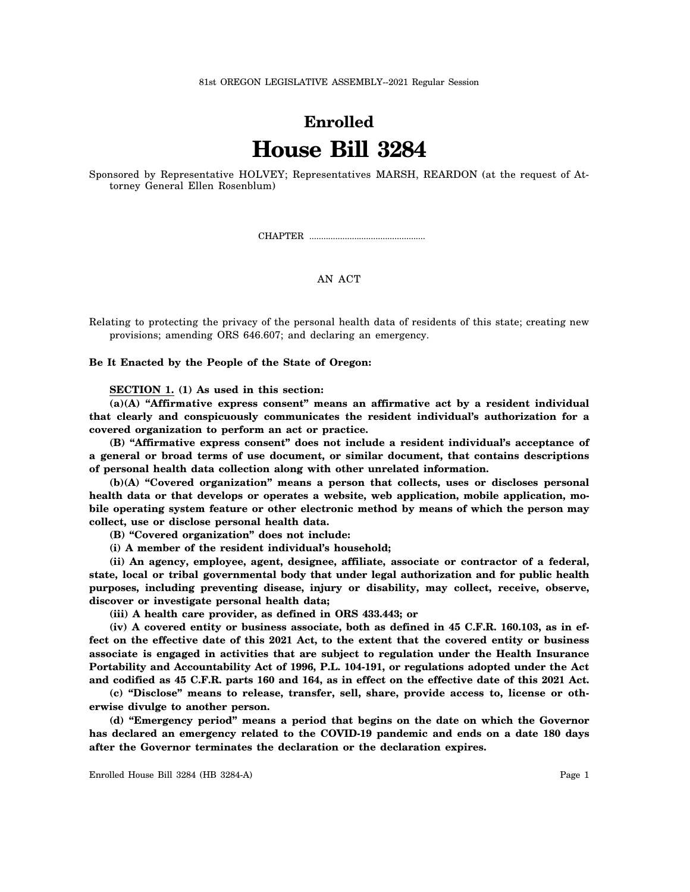81st OREGON LEGISLATIVE ASSEMBLY--2021 Regular Session

# Enrolled
# House Bill 3284

Sponsored by Representative HOLVEY; Representatives MARSH, REARDON (at the request of Attorney General Ellen Rosenblum)

CHAPTER .................................................

AN ACT

Relating to protecting the privacy of the personal health data of residents of this state; creating new provisions; amending ORS 646.607; and declaring an emergency.

**Be It Enacted by the People of the State of Oregon:**

**SECTION 1. (1) As used in this section:**

**(a)(A) "Affirmative express consent" means an affirmative act by a resident individual that clearly and conspicuously communicates the resident individual's authorization for a covered organization to perform an act or practice.**

**(B) "Affirmative express consent" does not include a resident individual's acceptance of a general or broad terms of use document, or similar document, that contains descriptions of personal health data collection along with other unrelated information.**

**(b)(A) "Covered organization" means a person that collects, uses or discloses personal health data or that develops or operates a website, web application, mobile application, mobile operating system feature or other electronic method by means of which the person may collect, use or disclose personal health data.**

**(B) "Covered organization" does not include:**

**(i) A member of the resident individual's household;**

**(ii) An agency, employee, agent, designee, affiliate, associate or contractor of a federal, state, local or tribal governmental body that under legal authorization and for public health purposes, including preventing disease, injury or disability, may collect, receive, observe, discover or investigate personal health data;**

**(iii) A health care provider, as defined in ORS 433.443; or**

**(iv) A covered entity or business associate, both as defined in 45 C.F.R. 160.103, as in effect on the effective date of this 2021 Act, to the extent that the covered entity or business associate is engaged in activities that are subject to regulation under the Health Insurance Portability and Accountability Act of 1996, P.L. 104-191, or regulations adopted under the Act and codified as 45 C.F.R. parts 160 and 164, as in effect on the effective date of this 2021 Act.**

**(c) "Disclose" means to release, transfer, sell, share, provide access to, license or otherwise divulge to another person.**

**(d) "Emergency period" means a period that begins on the date on which the Governor has declared an emergency related to the COVID-19 pandemic and ends on a date 180 days after the Governor terminates the declaration or the declaration expires.**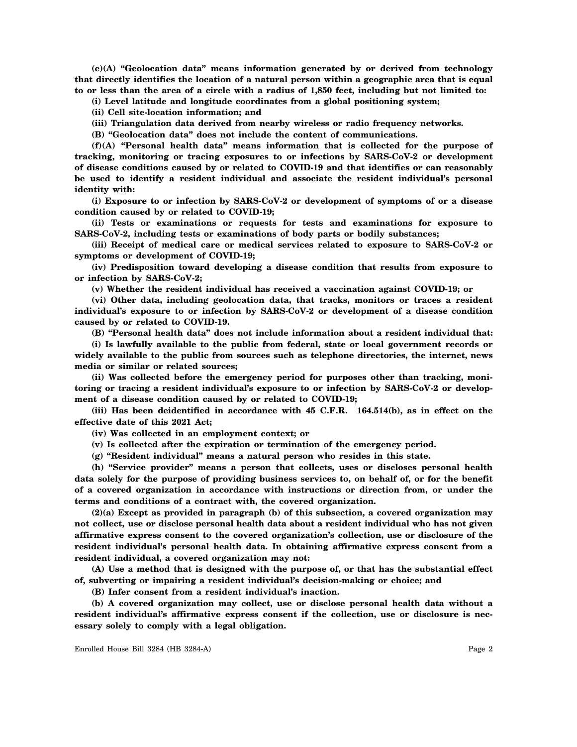**(e)(A) "Geolocation data" means information generated by or derived from technology that directly identifies the location of a natural person within a geographic area that is equal to or less than the area of a circle with a radius of 1,850 feet, including but not limited to:**

**(i) Level latitude and longitude coordinates from a global positioning system;**

**(ii) Cell site-location information; and**

**(iii) Triangulation data derived from nearby wireless or radio frequency networks.**

**(B) "Geolocation data" does not include the content of communications.**

**(f)(A) "Personal health data" means information that is collected for the purpose of tracking, monitoring or tracing exposures to or infections by SARS-CoV-2 or development of disease conditions caused by or related to COVID-19 and that identifies or can reasonably be used to identify a resident individual and associate the resident individual's personal identity with:**

**(i) Exposure to or infection by SARS-CoV-2 or development of symptoms of or a disease condition caused by or related to COVID-19;**

**(ii) Tests or examinations or requests for tests and examinations for exposure to SARS-CoV-2, including tests or examinations of body parts or bodily substances;**

**(iii) Receipt of medical care or medical services related to exposure to SARS-CoV-2 or symptoms or development of COVID-19;**

**(iv) Predisposition toward developing a disease condition that results from exposure to or infection by SARS-CoV-2;**

**(v) Whether the resident individual has received a vaccination against COVID-19; or**

**(vi) Other data, including geolocation data, that tracks, monitors or traces a resident individual's exposure to or infection by SARS-CoV-2 or development of a disease condition caused by or related to COVID-19.**

**(B) "Personal health data" does not include information about a resident individual that:**

**(i) Is lawfully available to the public from federal, state or local government records or widely available to the public from sources such as telephone directories, the internet, news media or similar or related sources;**

**(ii) Was collected before the emergency period for purposes other than tracking, monitoring or tracing a resident individual's exposure to or infection by SARS-CoV-2 or development of a disease condition caused by or related to COVID-19;**

**(iii) Has been deidentified in accordance with 45 C.F.R. 164.514(b), as in effect on the effective date of this 2021 Act;**

**(iv) Was collected in an employment context; or**

**(v) Is collected after the expiration or termination of the emergency period.**

**(g) "Resident individual" means a natural person who resides in this state.**

**(h) "Service provider" means a person that collects, uses or discloses personal health data solely for the purpose of providing business services to, on behalf of, or for the benefit of a covered organization in accordance with instructions or direction from, or under the terms and conditions of a contract with, the covered organization.**

**(2)(a) Except as provided in paragraph (b) of this subsection, a covered organization may not collect, use or disclose personal health data about a resident individual who has not given affirmative express consent to the covered organization's collection, use or disclosure of the resident individual's personal health data. In obtaining affirmative express consent from a resident individual, a covered organization may not:**

**(A) Use a method that is designed with the purpose of, or that has the substantial effect of, subverting or impairing a resident individual's decision-making or choice; and**

**(B) Infer consent from a resident individual's inaction.**

**(b) A covered organization may collect, use or disclose personal health data without a resident individual's affirmative express consent if the collection, use or disclosure is necessary solely to comply with a legal obligation.**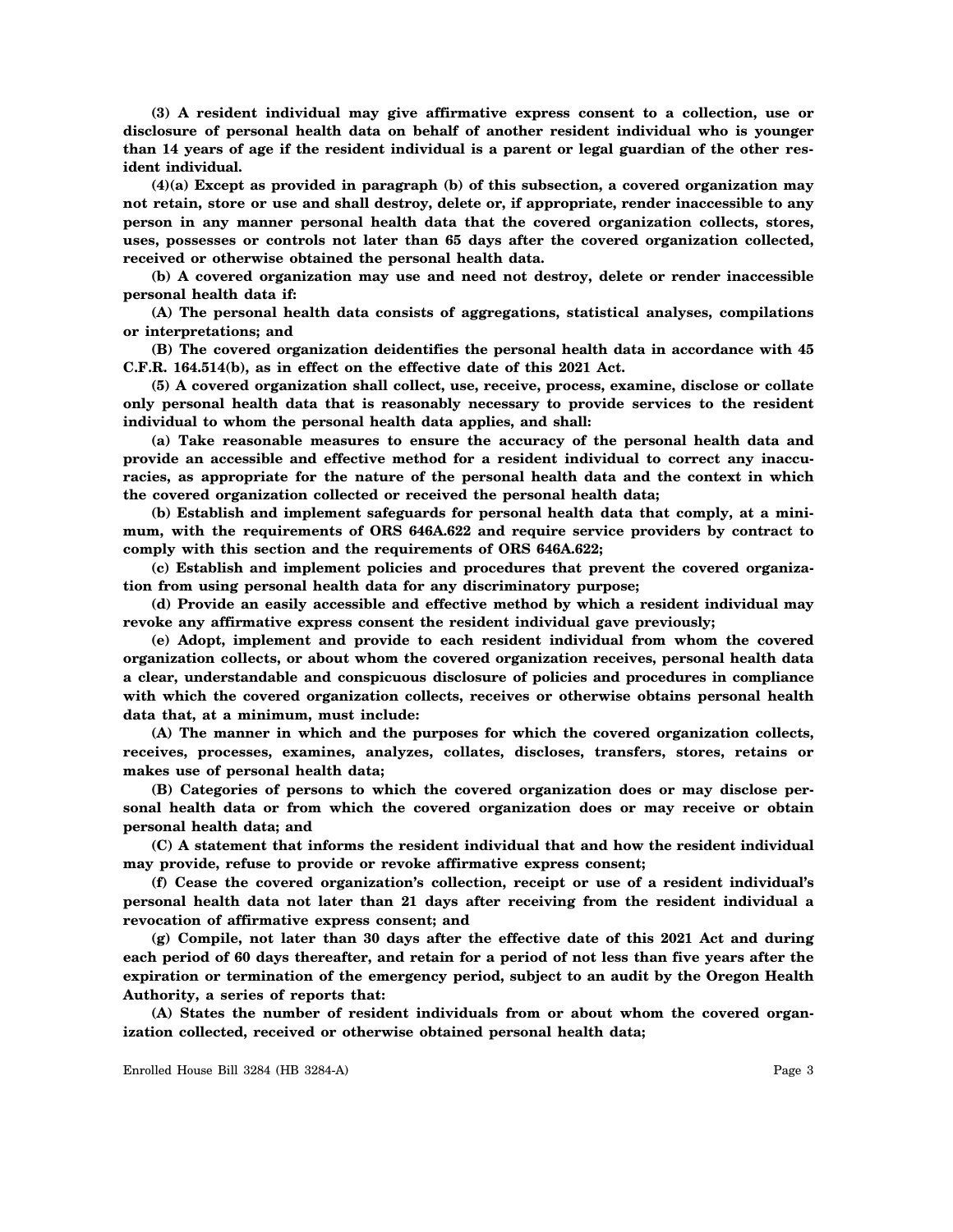**(3) A resident individual may give affirmative express consent to a collection, use or disclosure of personal health data on behalf of another resident individual who is younger than 14 years of age if the resident individual is a parent or legal guardian of the other resident individual.**

**(4)(a) Except as provided in paragraph (b) of this subsection, a covered organization may not retain, store or use and shall destroy, delete or, if appropriate, render inaccessible to any person in any manner personal health data that the covered organization collects, stores, uses, possesses or controls not later than 65 days after the covered organization collected, received or otherwise obtained the personal health data.**

**(b) A covered organization may use and need not destroy, delete or render inaccessible personal health data if:**

**(A) The personal health data consists of aggregations, statistical analyses, compilations or interpretations; and**

**(B) The covered organization deidentifies the personal health data in accordance with 45 C.F.R. 164.514(b), as in effect on the effective date of this 2021 Act.**

**(5) A covered organization shall collect, use, receive, process, examine, disclose or collate only personal health data that is reasonably necessary to provide services to the resident individual to whom the personal health data applies, and shall:**

**(a) Take reasonable measures to ensure the accuracy of the personal health data and provide an accessible and effective method for a resident individual to correct any inaccuracies, as appropriate for the nature of the personal health data and the context in which the covered organization collected or received the personal health data;**

**(b) Establish and implement safeguards for personal health data that comply, at a minimum, with the requirements of ORS 646A.622 and require service providers by contract to comply with this section and the requirements of ORS 646A.622;**

**(c) Establish and implement policies and procedures that prevent the covered organization from using personal health data for any discriminatory purpose;**

**(d) Provide an easily accessible and effective method by which a resident individual may revoke any affirmative express consent the resident individual gave previously;**

**(e) Adopt, implement and provide to each resident individual from whom the covered organization collects, or about whom the covered organization receives, personal health data a clear, understandable and conspicuous disclosure of policies and procedures in compliance with which the covered organization collects, receives or otherwise obtains personal health data that, at a minimum, must include:**

**(A) The manner in which and the purposes for which the covered organization collects, receives, processes, examines, analyzes, collates, discloses, transfers, stores, retains or makes use of personal health data;**

**(B) Categories of persons to which the covered organization does or may disclose personal health data or from which the covered organization does or may receive or obtain personal health data; and**

**(C) A statement that informs the resident individual that and how the resident individual may provide, refuse to provide or revoke affirmative express consent;**

**(f) Cease the covered organization's collection, receipt or use of a resident individual's personal health data not later than 21 days after receiving from the resident individual a revocation of affirmative express consent; and**

**(g) Compile, not later than 30 days after the effective date of this 2021 Act and during each period of 60 days thereafter, and retain for a period of not less than five years after the expiration or termination of the emergency period, subject to an audit by the Oregon Health Authority, a series of reports that:**

**(A) States the number of resident individuals from or about whom the covered organization collected, received or otherwise obtained personal health data;**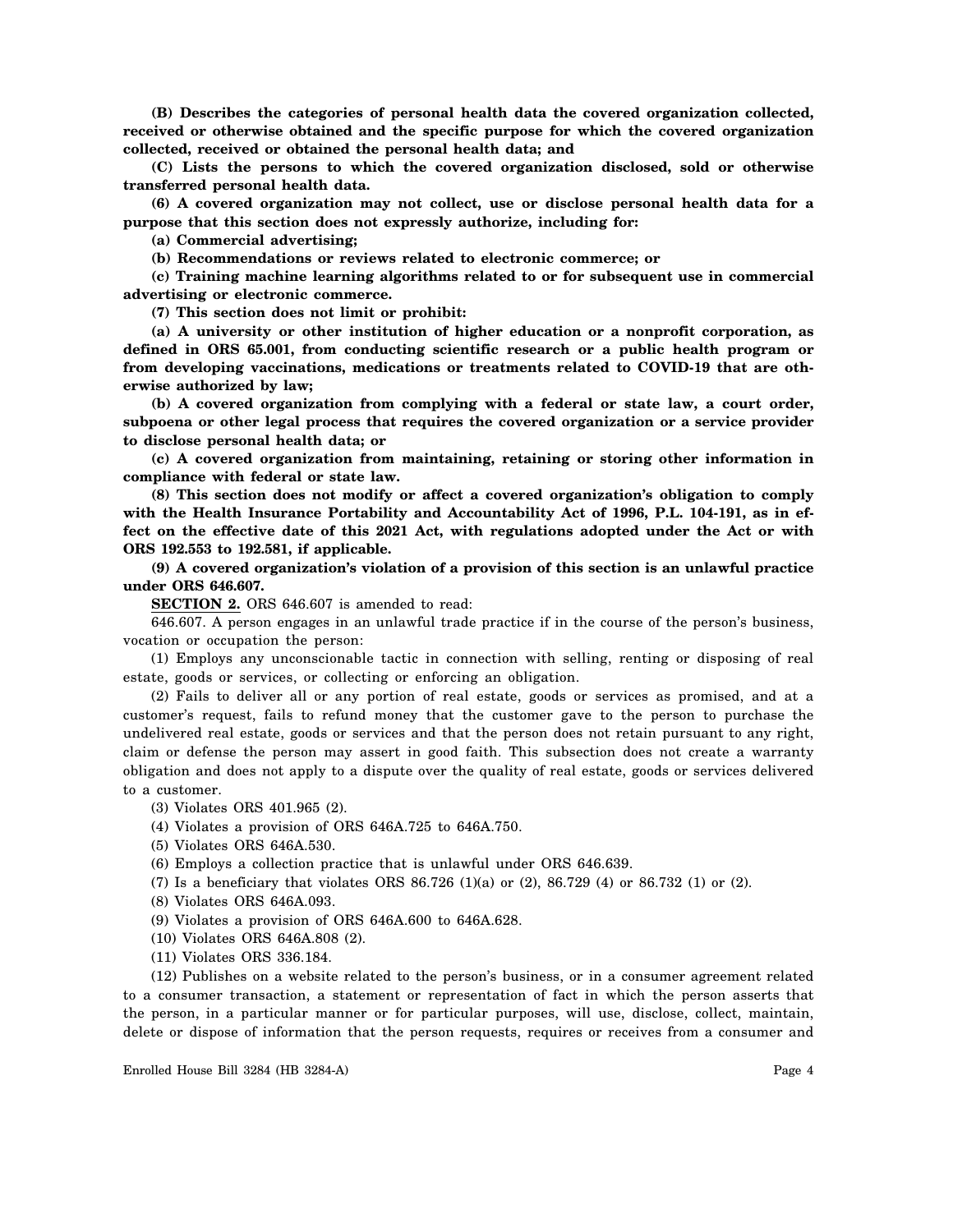**(B) Describes the categories of personal health data the covered organization collected, received or otherwise obtained and the specific purpose for which the covered organization collected, received or obtained the personal health data; and**

**(C) Lists the persons to which the covered organization disclosed, sold or otherwise transferred personal health data.**

**(6) A covered organization may not collect, use or disclose personal health data for a purpose that this section does not expressly authorize, including for:**

**(a) Commercial advertising;**

**(b) Recommendations or reviews related to electronic commerce; or**

**(c) Training machine learning algorithms related to or for subsequent use in commercial advertising or electronic commerce.**

**(7) This section does not limit or prohibit:**

**(a) A university or other institution of higher education or a nonprofit corporation, as defined in ORS 65.001, from conducting scientific research or a public health program or from developing vaccinations, medications or treatments related to COVID-19 that are otherwise authorized by law;**

**(b) A covered organization from complying with a federal or state law, a court order, subpoena or other legal process that requires the covered organization or a service provider to disclose personal health data; or**

**(c) A covered organization from maintaining, retaining or storing other information in compliance with federal or state law.**

**(8) This section does not modify or affect a covered organization's obligation to comply with the Health Insurance Portability and Accountability Act of 1996, P.L. 104-191, as in effect on the effective date of this 2021 Act, with regulations adopted under the Act or with ORS 192.553 to 192.581, if applicable.**

**(9) A covered organization's violation of a provision of this section is an unlawful practice under ORS 646.607.**

**SECTION 2.** ORS 646.607 is amended to read:

646.607. A person engages in an unlawful trade practice if in the course of the person's business, vocation or occupation the person:

(1) Employs any unconscionable tactic in connection with selling, renting or disposing of real estate, goods or services, or collecting or enforcing an obligation.

(2) Fails to deliver all or any portion of real estate, goods or services as promised, and at a customer's request, fails to refund money that the customer gave to the person to purchase the undelivered real estate, goods or services and that the person does not retain pursuant to any right, claim or defense the person may assert in good faith. This subsection does not create a warranty obligation and does not apply to a dispute over the quality of real estate, goods or services delivered to a customer.

(3) Violates ORS 401.965 (2).

(4) Violates a provision of ORS 646A.725 to 646A.750.

(5) Violates ORS 646A.530.

(6) Employs a collection practice that is unlawful under ORS 646.639.

(7) Is a beneficiary that violates ORS 86.726 (1)(a) or (2), 86.729 (4) or 86.732 (1) or (2).

(8) Violates ORS 646A.093.

(9) Violates a provision of ORS 646A.600 to 646A.628.

(10) Violates ORS 646A.808 (2).

(11) Violates ORS 336.184.

(12) Publishes on a website related to the person's business, or in a consumer agreement related to a consumer transaction, a statement or representation of fact in which the person asserts that the person, in a particular manner or for particular purposes, will use, disclose, collect, maintain, delete or dispose of information that the person requests, requires or receives from a consumer and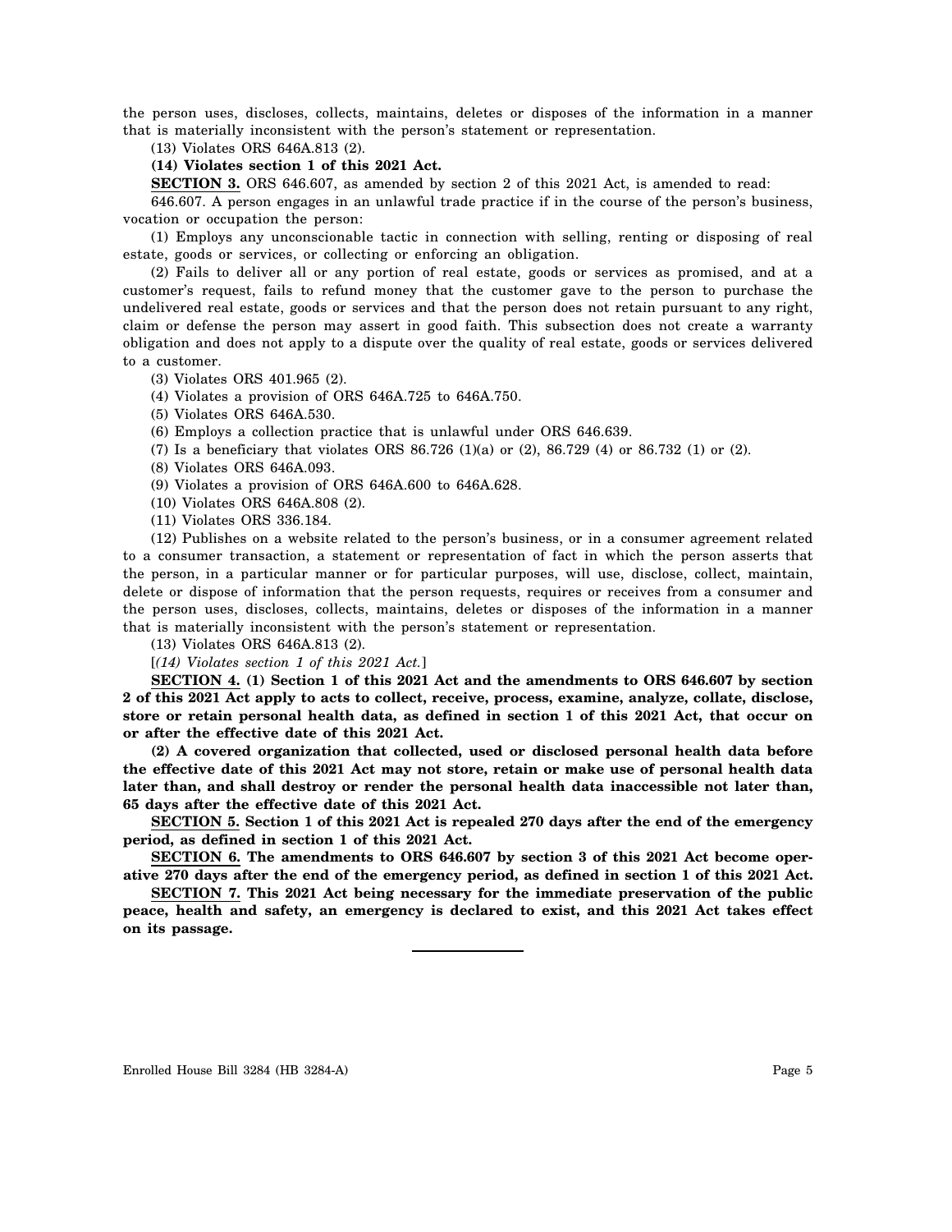the person uses, discloses, collects, maintains, deletes or disposes of the information in a manner that is materially inconsistent with the person's statement or representation.

(13) Violates ORS 646A.813 (2).

**(14) Violates section 1 of this 2021 Act.**

**SECTION 3.** ORS 646.607, as amended by section 2 of this 2021 Act, is amended to read:

646.607. A person engages in an unlawful trade practice if in the course of the person's business, vocation or occupation the person:

(1) Employs any unconscionable tactic in connection with selling, renting or disposing of real estate, goods or services, or collecting or enforcing an obligation.

(2) Fails to deliver all or any portion of real estate, goods or services as promised, and at a customer's request, fails to refund money that the customer gave to the person to purchase the undelivered real estate, goods or services and that the person does not retain pursuant to any right, claim or defense the person may assert in good faith. This subsection does not create a warranty obligation and does not apply to a dispute over the quality of real estate, goods or services delivered to a customer.

(3) Violates ORS 401.965 (2).

(4) Violates a provision of ORS 646A.725 to 646A.750.

(5) Violates ORS 646A.530.

(6) Employs a collection practice that is unlawful under ORS 646.639.

(7) Is a beneficiary that violates ORS 86.726 (1)(a) or (2), 86.729 (4) or 86.732 (1) or (2).

(8) Violates ORS 646A.093.

(9) Violates a provision of ORS 646A.600 to 646A.628.

(10) Violates ORS 646A.808 (2).

(11) Violates ORS 336.184.

(12) Publishes on a website related to the person's business, or in a consumer agreement related to a consumer transaction, a statement or representation of fact in which the person asserts that the person, in a particular manner or for particular purposes, will use, disclose, collect, maintain, delete or dispose of information that the person requests, requires or receives from a consumer and the person uses, discloses, collects, maintains, deletes or disposes of the information in a manner that is materially inconsistent with the person's statement or representation.

(13) Violates ORS 646A.813 (2).

[*(14) Violates section 1 of this 2021 Act.*]

**SECTION 4. (1) Section 1 of this 2021 Act and the amendments to ORS 646.607 by section 2 of this 2021 Act apply to acts to collect, receive, process, examine, analyze, collate, disclose, store or retain personal health data, as defined in section 1 of this 2021 Act, that occur on or after the effective date of this 2021 Act.**

**(2) A covered organization that collected, used or disclosed personal health data before the effective date of this 2021 Act may not store, retain or make use of personal health data later than, and shall destroy or render the personal health data inaccessible not later than, 65 days after the effective date of this 2021 Act.**

**SECTION 5. Section 1 of this 2021 Act is repealed 270 days after the end of the emergency period, as defined in section 1 of this 2021 Act.**

**SECTION 6. The amendments to ORS 646.607 by section 3 of this 2021 Act become operative 270 days after the end of the emergency period, as defined in section 1 of this 2021 Act.**

**SECTION 7. This 2021 Act being necessary for the immediate preservation of the public peace, health and safety, an emergency is declared to exist, and this 2021 Act takes effect on its passage.**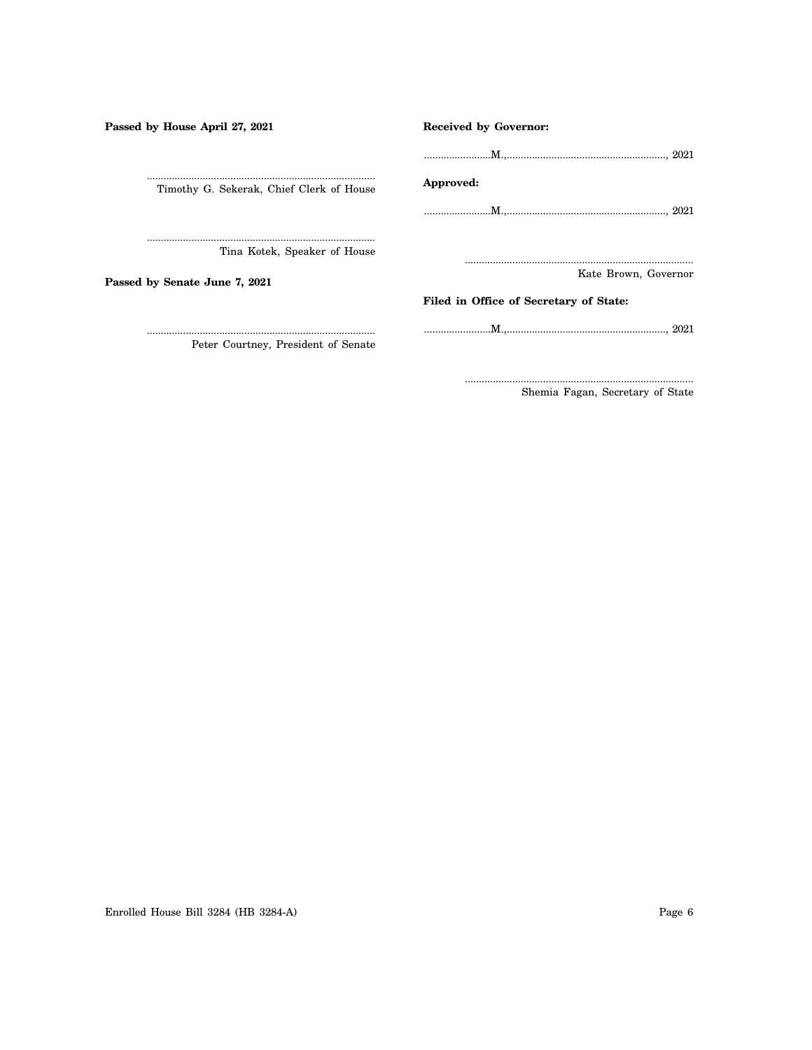**Passed by House April 27, 2021**

..................................................................................
Timothy G. Sekerak, Chief Clerk of House

..................................................................................
Tina Kotek, Speaker of House

**Passed by Senate June 7, 2021**

..................................................................................
Peter Courtney, President of Senate

**Received by Governor:**

........................M.,.........................................................., 2021

**Approved:**

........................M.,.........................................................., 2021

..................................................................................
Kate Brown, Governor

**Filed in Office of Secretary of State:**

........................M.,.........................................................., 2021

..................................................................................
Shemia Fagan, Secretary of State